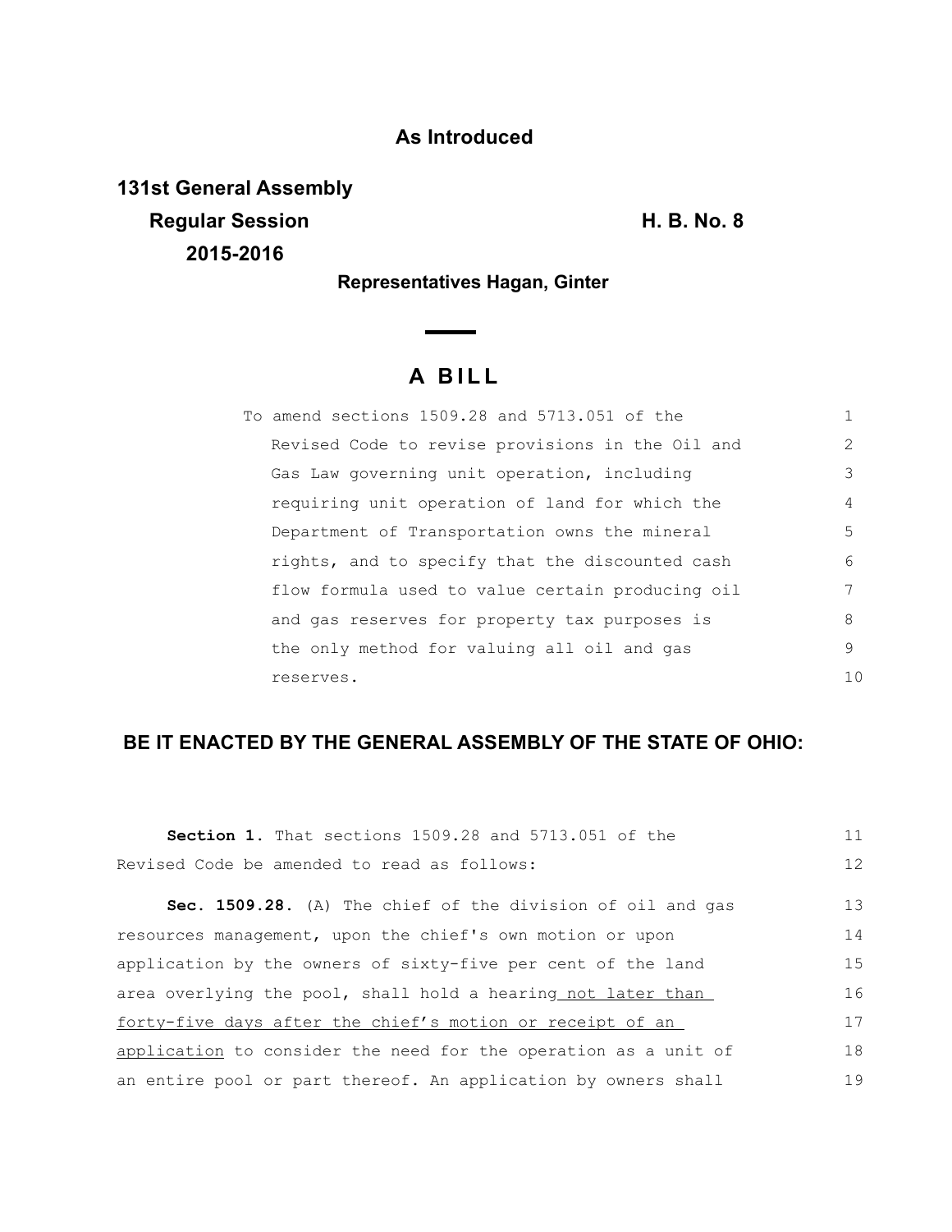**As Introduced**

**131st General Assembly**
**Regular Session** **H. B. No. 8**
**2015-2016**

**Representatives Hagan, Ginter**

# A BILL

To amend sections 1509.28 and 5713.051 of the Revised Code to revise provisions in the Oil and Gas Law governing unit operation, including requiring unit operation of land for which the Department of Transportation owns the mineral rights, and to specify that the discounted cash flow formula used to value certain producing oil and gas reserves for property tax purposes is the only method for valuing all oil and gas reserves.

**BE IT ENACTED BY THE GENERAL ASSEMBLY OF THE STATE OF OHIO:**

**Section 1.** That sections 1509.28 and 5713.051 of the Revised Code be amended to read as follows:

**Sec. 1509.28.** (A) The chief of the division of oil and gas resources management, upon the chief's own motion or upon application by the owners of sixty-five per cent of the land area overlying the pool, shall hold a hearing not later than forty-five days after the chief's motion or receipt of an application to consider the need for the operation as a unit of an entire pool or part thereof. An application by owners shall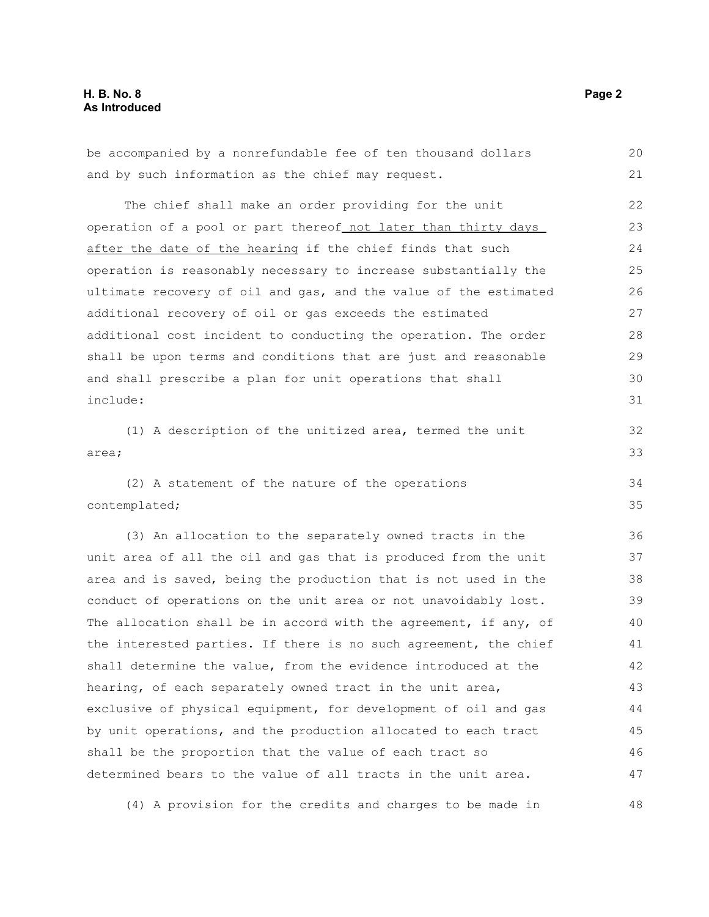be accompanied by a nonrefundable fee of ten thousand dollars and by such information as the chief may request.

The chief shall make an order providing for the unit operation of a pool or part thereof <u>not later than thirty days after the date of the hearing</u> if the chief finds that such operation is reasonably necessary to increase substantially the ultimate recovery of oil and gas, and the value of the estimated additional recovery of oil or gas exceeds the estimated additional cost incident to conducting the operation. The order shall be upon terms and conditions that are just and reasonable and shall prescribe a plan for unit operations that shall include:

(1) A description of the unitized area, termed the unit area;

(2) A statement of the nature of the operations contemplated;

(3) An allocation to the separately owned tracts in the unit area of all the oil and gas that is produced from the unit area and is saved, being the production that is not used in the conduct of operations on the unit area or not unavoidably lost. The allocation shall be in accord with the agreement, if any, of the interested parties. If there is no such agreement, the chief shall determine the value, from the evidence introduced at the hearing, of each separately owned tract in the unit area, exclusive of physical equipment, for development of oil and gas by unit operations, and the production allocated to each tract shall be the proportion that the value of each tract so determined bears to the value of all tracts in the unit area.

(4) A provision for the credits and charges to be made in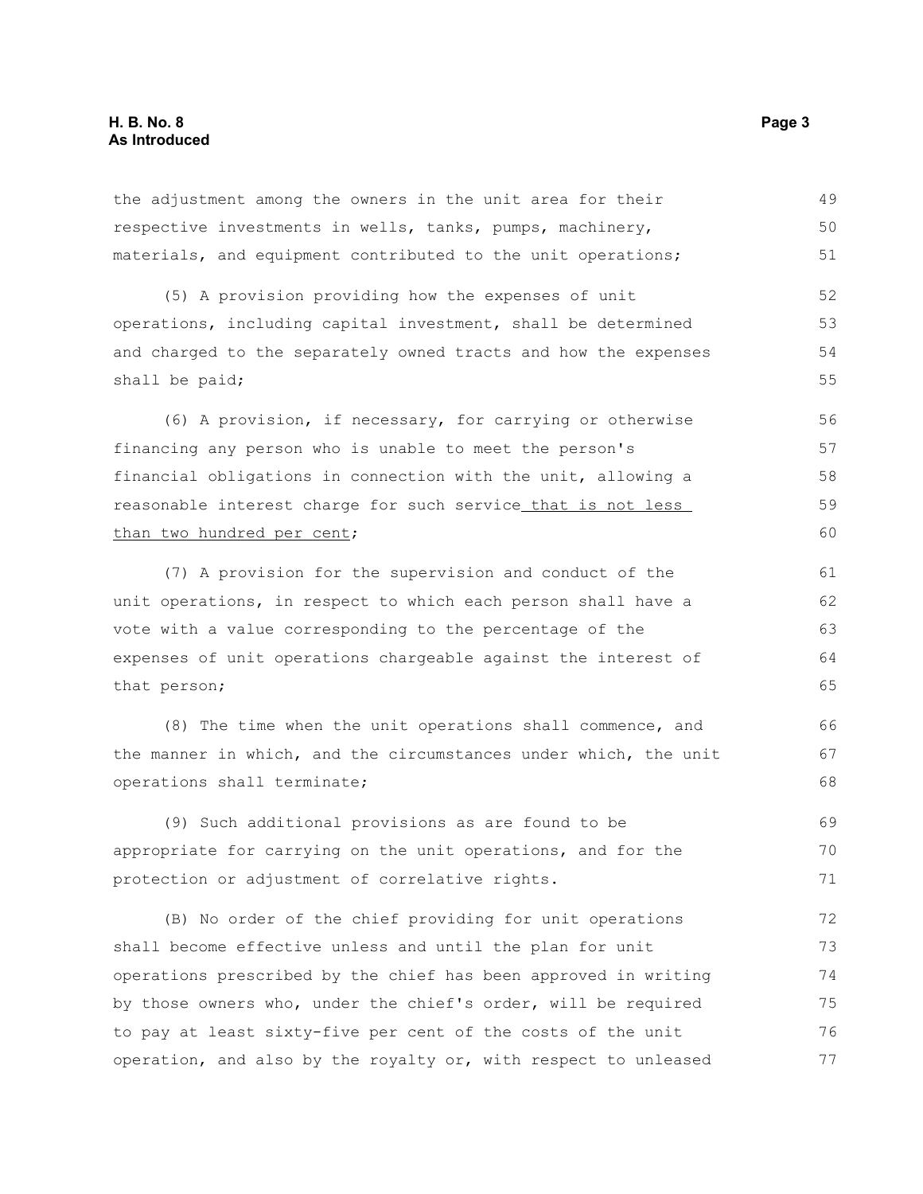the adjustment among the owners in the unit area for their respective investments in wells, tanks, pumps, machinery, materials, and equipment contributed to the unit operations;

(5) A provision providing how the expenses of unit operations, including capital investment, shall be determined and charged to the separately owned tracts and how the expenses shall be paid;

(6) A provision, if necessary, for carrying or otherwise financing any person who is unable to meet the person's financial obligations in connection with the unit, allowing a reasonable interest charge for such service <u>that is not less than two hundred per cent</u>;

(7) A provision for the supervision and conduct of the unit operations, in respect to which each person shall have a vote with a value corresponding to the percentage of the expenses of unit operations chargeable against the interest of that person;

(8) The time when the unit operations shall commence, and the manner in which, and the circumstances under which, the unit operations shall terminate;

(9) Such additional provisions as are found to be appropriate for carrying on the unit operations, and for the protection or adjustment of correlative rights.

(B) No order of the chief providing for unit operations shall become effective unless and until the plan for unit operations prescribed by the chief has been approved in writing by those owners who, under the chief's order, will be required to pay at least sixty-five per cent of the costs of the unit operation, and also by the royalty or, with respect to unleased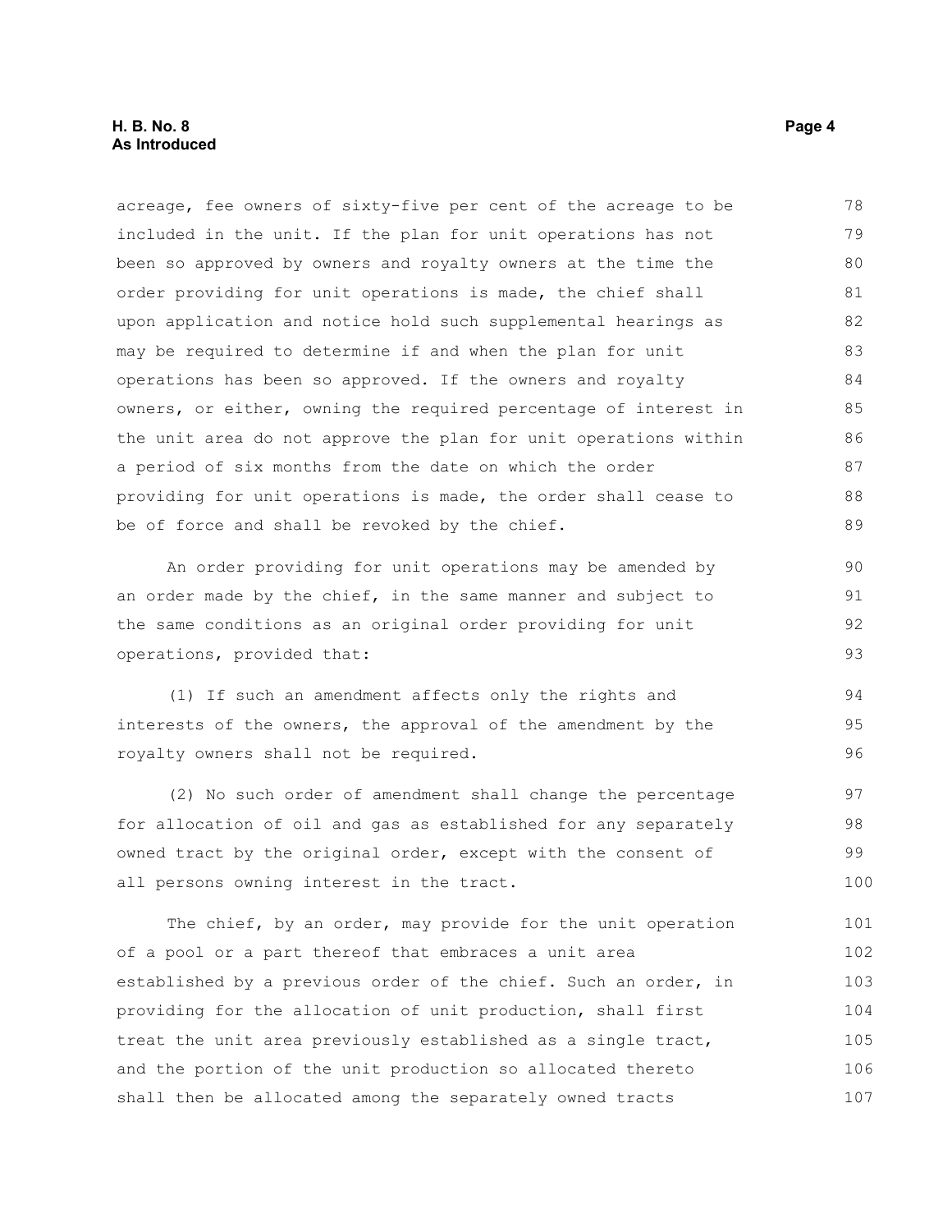acreage, fee owners of sixty-five per cent of the acreage to be included in the unit. If the plan for unit operations has not been so approved by owners and royalty owners at the time the order providing for unit operations is made, the chief shall upon application and notice hold such supplemental hearings as may be required to determine if and when the plan for unit operations has been so approved. If the owners and royalty owners, or either, owning the required percentage of interest in the unit area do not approve the plan for unit operations within a period of six months from the date on which the order providing for unit operations is made, the order shall cease to be of force and shall be revoked by the chief.

An order providing for unit operations may be amended by an order made by the chief, in the same manner and subject to the same conditions as an original order providing for unit operations, provided that:

(1) If such an amendment affects only the rights and interests of the owners, the approval of the amendment by the royalty owners shall not be required.

(2) No such order of amendment shall change the percentage for allocation of oil and gas as established for any separately owned tract by the original order, except with the consent of all persons owning interest in the tract.

The chief, by an order, may provide for the unit operation of a pool or a part thereof that embraces a unit area established by a previous order of the chief. Such an order, in providing for the allocation of unit production, shall first treat the unit area previously established as a single tract, and the portion of the unit production so allocated thereto shall then be allocated among the separately owned tracts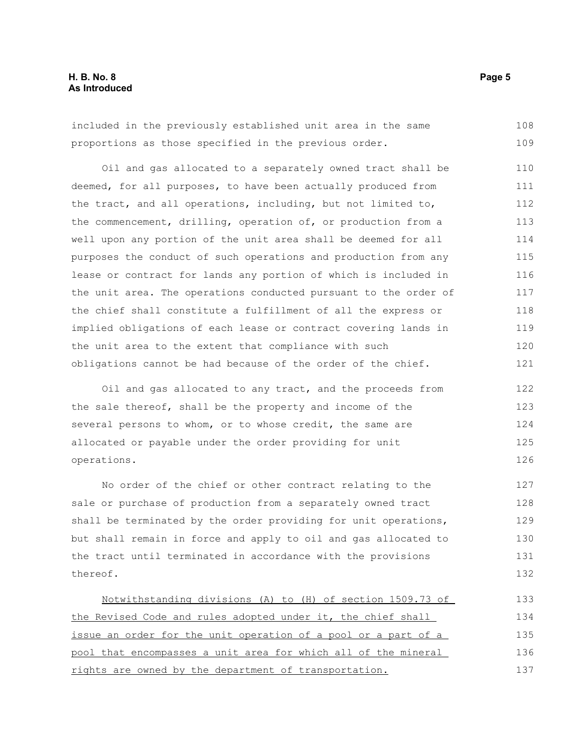included in the previously established unit area in the same proportions as those specified in the previous order.

Oil and gas allocated to a separately owned tract shall be deemed, for all purposes, to have been actually produced from the tract, and all operations, including, but not limited to, the commencement, drilling, operation of, or production from a well upon any portion of the unit area shall be deemed for all purposes the conduct of such operations and production from any lease or contract for lands any portion of which is included in the unit area. The operations conducted pursuant to the order of the chief shall constitute a fulfillment of all the express or implied obligations of each lease or contract covering lands in the unit area to the extent that compliance with such obligations cannot be had because of the order of the chief.

Oil and gas allocated to any tract, and the proceeds from the sale thereof, shall be the property and income of the several persons to whom, or to whose credit, the same are allocated or payable under the order providing for unit operations.

No order of the chief or other contract relating to the sale or purchase of production from a separately owned tract shall be terminated by the order providing for unit operations, but shall remain in force and apply to oil and gas allocated to the tract until terminated in accordance with the provisions thereof.

<u>Notwithstanding divisions (A) to (H) of section 1509.73 of the Revised Code and rules adopted under it, the chief shall issue an order for the unit operation of a pool or a part of a pool that encompasses a unit area for which all of the mineral rights are owned by the department of transportation.</u>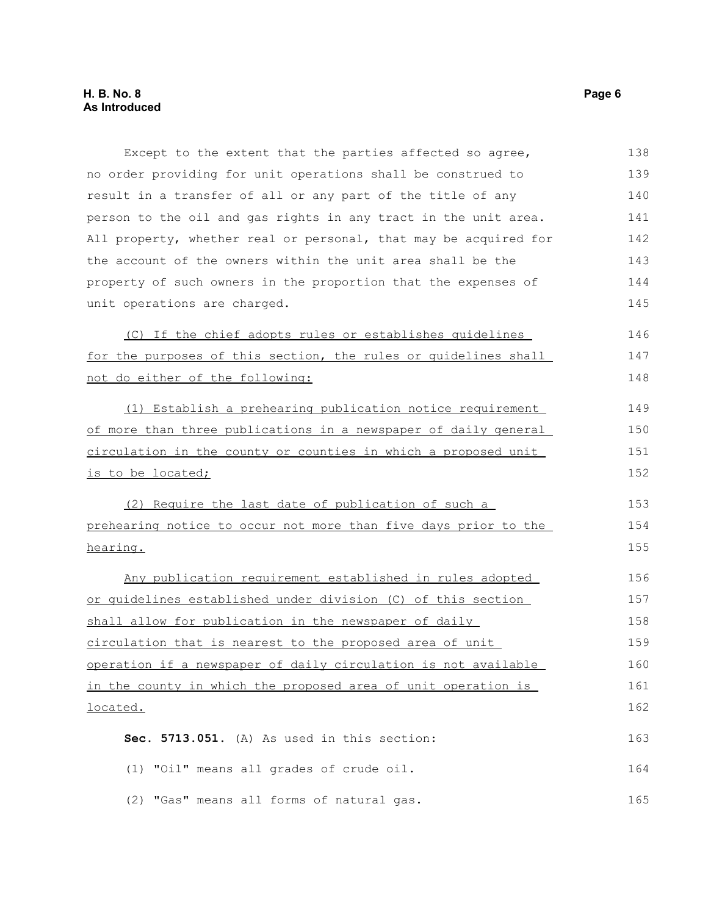Except to the extent that the parties affected so agree, no order providing for unit operations shall be construed to result in a transfer of all or any part of the title of any person to the oil and gas rights in any tract in the unit area. All property, whether real or personal, that may be acquired for the account of the owners within the unit area shall be the property of such owners in the proportion that the expenses of unit operations are charged.

(C) If the chief adopts rules or establishes guidelines for the purposes of this section, the rules or guidelines shall not do either of the following:

(1) Establish a prehearing publication notice requirement of more than three publications in a newspaper of daily general circulation in the county or counties in which a proposed unit is to be located;

(2) Require the last date of publication of such a prehearing notice to occur not more than five days prior to the hearing.

Any publication requirement established in rules adopted or guidelines established under division (C) of this section shall allow for publication in the newspaper of daily circulation that is nearest to the proposed area of unit operation if a newspaper of daily circulation is not available in the county in which the proposed area of unit operation is located.

**Sec. 5713.051.** (A) As used in this section:

(1) "Oil" means all grades of crude oil.

(2) "Gas" means all forms of natural gas.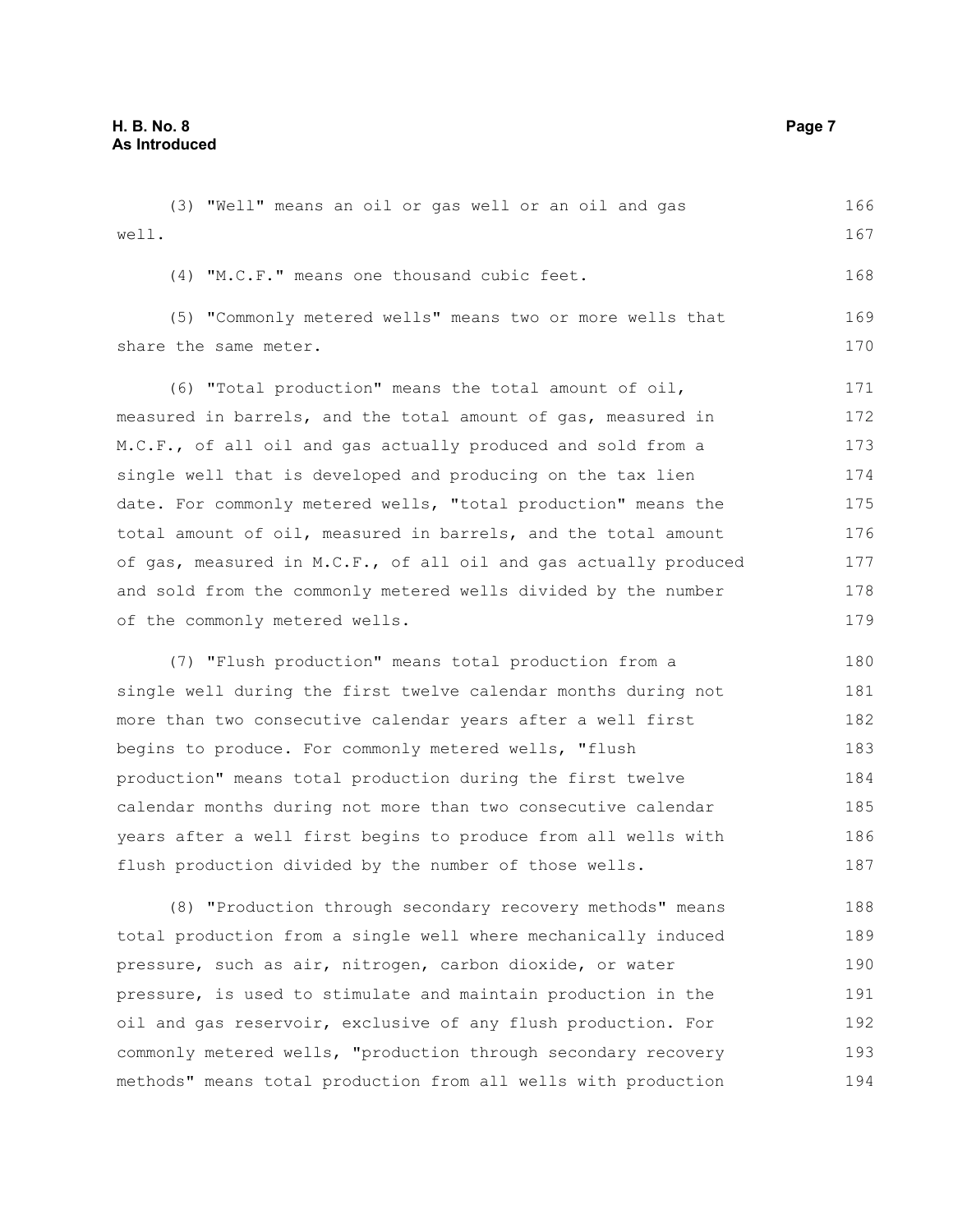(3) "Well" means an oil or gas well or an oil and gas well.

(4) "M.C.F." means one thousand cubic feet.

(5) "Commonly metered wells" means two or more wells that share the same meter.

(6) "Total production" means the total amount of oil, measured in barrels, and the total amount of gas, measured in M.C.F., of all oil and gas actually produced and sold from a single well that is developed and producing on the tax lien date. For commonly metered wells, "total production" means the total amount of oil, measured in barrels, and the total amount of gas, measured in M.C.F., of all oil and gas actually produced and sold from the commonly metered wells divided by the number of the commonly metered wells.

(7) "Flush production" means total production from a single well during the first twelve calendar months during not more than two consecutive calendar years after a well first begins to produce. For commonly metered wells, "flush production" means total production during the first twelve calendar months during not more than two consecutive calendar years after a well first begins to produce from all wells with flush production divided by the number of those wells.

(8) "Production through secondary recovery methods" means total production from a single well where mechanically induced pressure, such as air, nitrogen, carbon dioxide, or water pressure, is used to stimulate and maintain production in the oil and gas reservoir, exclusive of any flush production. For commonly metered wells, "production through secondary recovery methods" means total production from all wells with production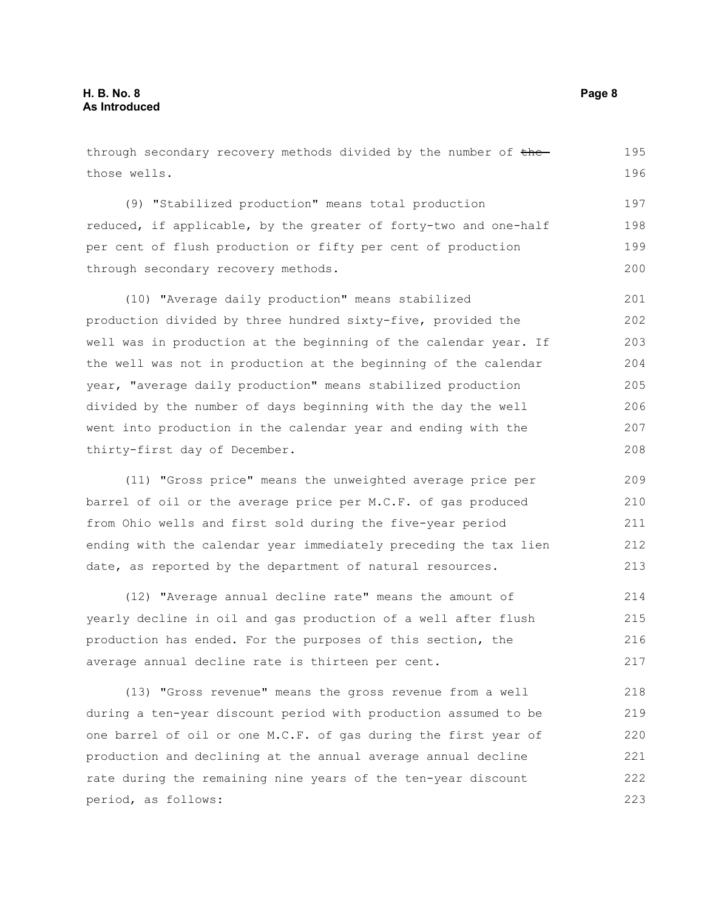through secondary recovery methods divided by the number of ~~the~~ those wells.

(9) "Stabilized production" means total production reduced, if applicable, by the greater of forty-two and one-half per cent of flush production or fifty per cent of production through secondary recovery methods.

(10) "Average daily production" means stabilized production divided by three hundred sixty-five, provided the well was in production at the beginning of the calendar year. If the well was not in production at the beginning of the calendar year, "average daily production" means stabilized production divided by the number of days beginning with the day the well went into production in the calendar year and ending with the thirty-first day of December.

(11) "Gross price" means the unweighted average price per barrel of oil or the average price per M.C.F. of gas produced from Ohio wells and first sold during the five-year period ending with the calendar year immediately preceding the tax lien date, as reported by the department of natural resources.

(12) "Average annual decline rate" means the amount of yearly decline in oil and gas production of a well after flush production has ended. For the purposes of this section, the average annual decline rate is thirteen per cent.

(13) "Gross revenue" means the gross revenue from a well during a ten-year discount period with production assumed to be one barrel of oil or one M.C.F. of gas during the first year of production and declining at the annual average annual decline rate during the remaining nine years of the ten-year discount period, as follows: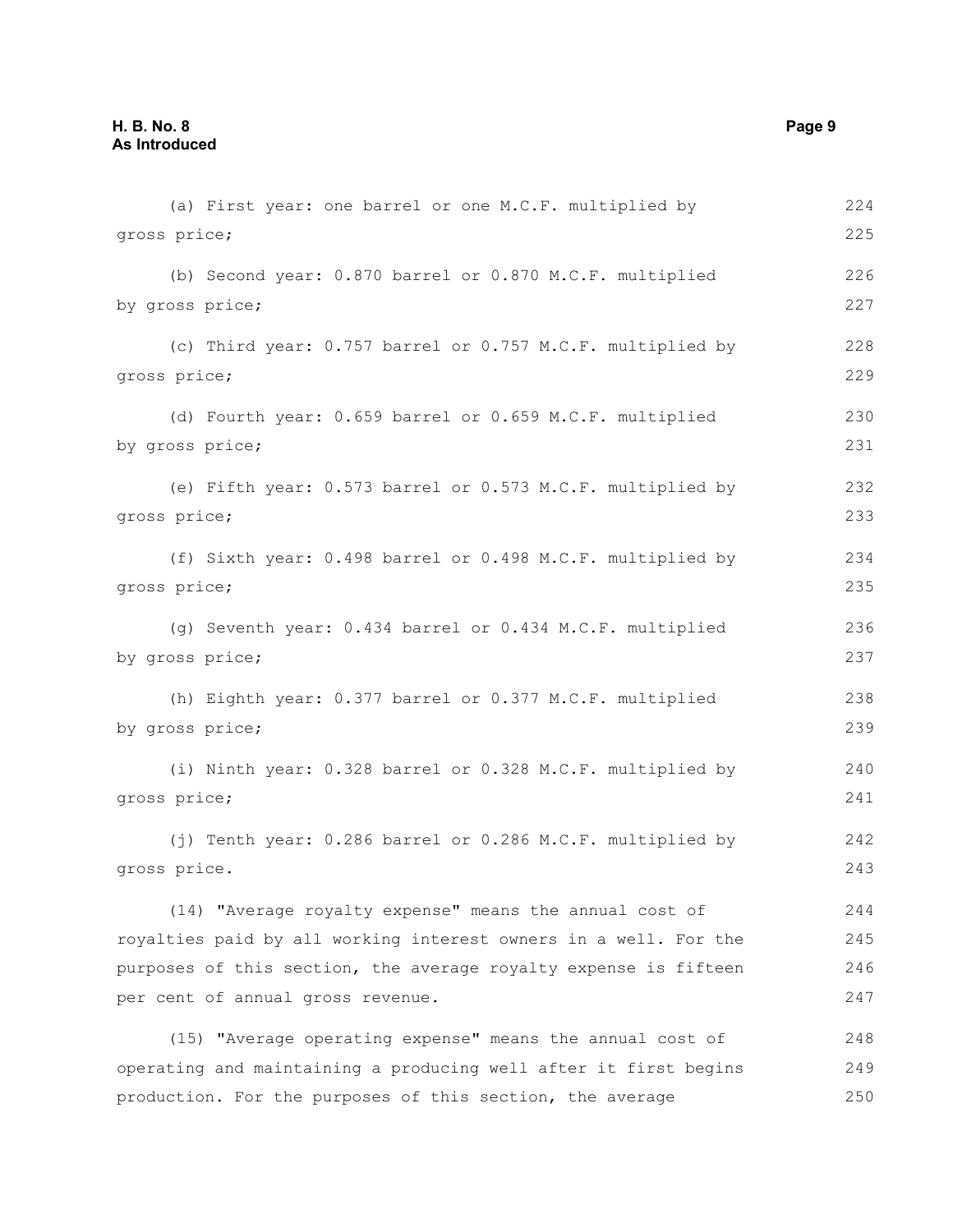(a) First year: one barrel or one M.C.F. multiplied by gross price;

(b) Second year: 0.870 barrel or 0.870 M.C.F. multiplied by gross price;

(c) Third year: 0.757 barrel or 0.757 M.C.F. multiplied by gross price;

(d) Fourth year: 0.659 barrel or 0.659 M.C.F. multiplied by gross price;

(e) Fifth year: 0.573 barrel or 0.573 M.C.F. multiplied by gross price;

(f) Sixth year: 0.498 barrel or 0.498 M.C.F. multiplied by gross price;

(g) Seventh year: 0.434 barrel or 0.434 M.C.F. multiplied by gross price;

(h) Eighth year: 0.377 barrel or 0.377 M.C.F. multiplied by gross price;

(i) Ninth year: 0.328 barrel or 0.328 M.C.F. multiplied by gross price;

(j) Tenth year: 0.286 barrel or 0.286 M.C.F. multiplied by gross price.

(14) "Average royalty expense" means the annual cost of royalties paid by all working interest owners in a well. For the purposes of this section, the average royalty expense is fifteen per cent of annual gross revenue.

(15) "Average operating expense" means the annual cost of operating and maintaining a producing well after it first begins production. For the purposes of this section, the average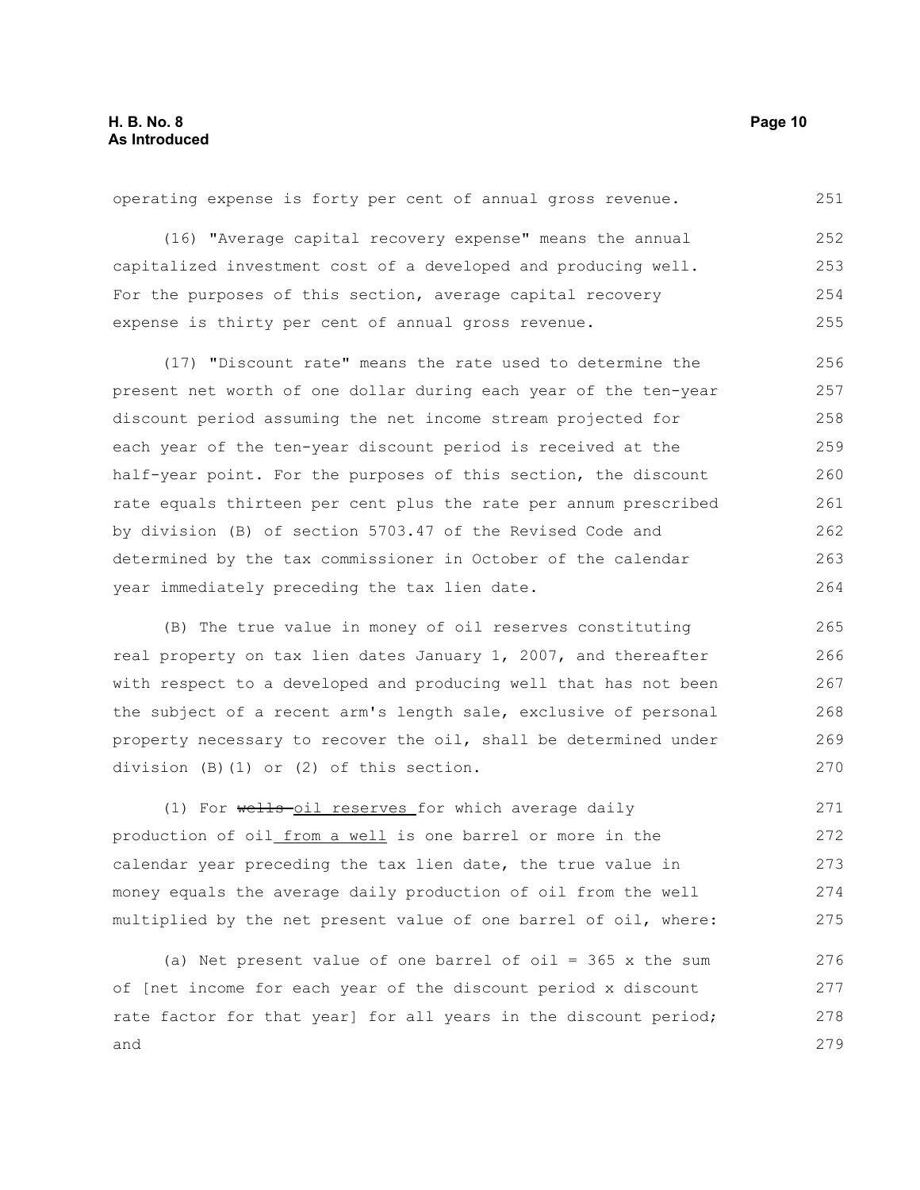operating expense is forty per cent of annual gross revenue.

(16) "Average capital recovery expense" means the annual capitalized investment cost of a developed and producing well. For the purposes of this section, average capital recovery expense is thirty per cent of annual gross revenue.

(17) "Discount rate" means the rate used to determine the present net worth of one dollar during each year of the ten-year discount period assuming the net income stream projected for each year of the ten-year discount period is received at the half-year point. For the purposes of this section, the discount rate equals thirteen per cent plus the rate per annum prescribed by division (B) of section 5703.47 of the Revised Code and determined by the tax commissioner in October of the calendar year immediately preceding the tax lien date.

(B) The true value in money of oil reserves constituting real property on tax lien dates January 1, 2007, and thereafter with respect to a developed and producing well that has not been the subject of a recent arm's length sale, exclusive of personal property necessary to recover the oil, shall be determined under division (B)(1) or (2) of this section.

(1) For ~~wells~~ <u>oil reserves</u> for which average daily production of oil <u>from a well</u> is one barrel or more in the calendar year preceding the tax lien date, the true value in money equals the average daily production of oil from the well multiplied by the net present value of one barrel of oil, where:

(a) Net present value of one barrel of oil = 365 x the sum of [net income for each year of the discount period x discount rate factor for that year] for all years in the discount period; and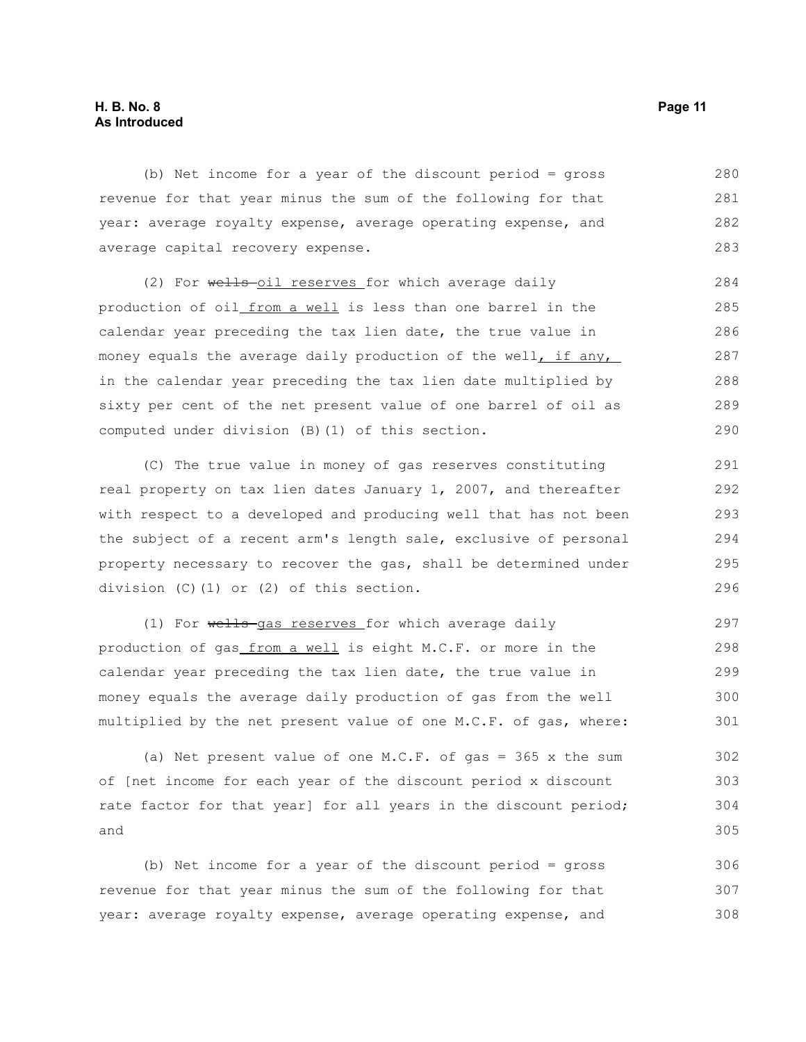(b) Net income for a year of the discount period = gross revenue for that year minus the sum of the following for that year: average royalty expense, average operating expense, and average capital recovery expense.

(2) For ~~wells~~ oil reserves for which average daily production of oil from a well is less than one barrel in the calendar year preceding the tax lien date, the true value in money equals the average daily production of the well, if any, in the calendar year preceding the tax lien date multiplied by sixty per cent of the net present value of one barrel of oil as computed under division (B)(1) of this section.

(C) The true value in money of gas reserves constituting real property on tax lien dates January 1, 2007, and thereafter with respect to a developed and producing well that has not been the subject of a recent arm's length sale, exclusive of personal property necessary to recover the gas, shall be determined under division (C)(1) or (2) of this section.

(1) For ~~wells~~ gas reserves for which average daily production of gas from a well is eight M.C.F. or more in the calendar year preceding the tax lien date, the true value in money equals the average daily production of gas from the well multiplied by the net present value of one M.C.F. of gas, where:

(a) Net present value of one M.C.F. of gas = 365 x the sum of [net income for each year of the discount period x discount rate factor for that year] for all years in the discount period; and

(b) Net income for a year of the discount period = gross revenue for that year minus the sum of the following for that year: average royalty expense, average operating expense, and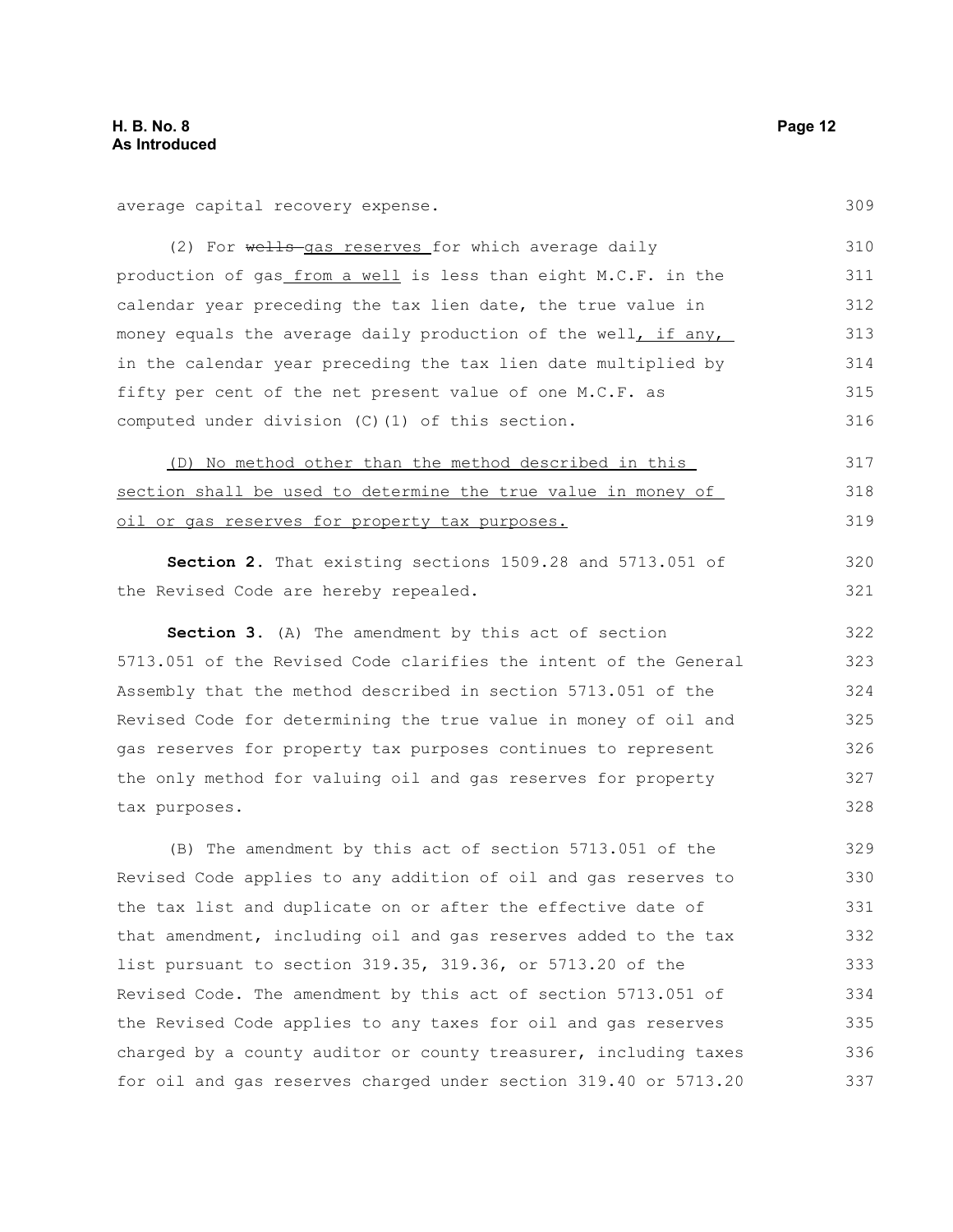average capital recovery expense.

(2) For ~~wells~~ gas reserves for which average daily production of gas from a well is less than eight M.C.F. in the calendar year preceding the tax lien date, the true value in money equals the average daily production of the well, if any, in the calendar year preceding the tax lien date multiplied by fifty per cent of the net present value of one M.C.F. as computed under division (C)(1) of this section.

(D) No method other than the method described in this section shall be used to determine the true value in money of oil or gas reserves for property tax purposes.

**Section 2.** That existing sections 1509.28 and 5713.051 of the Revised Code are hereby repealed.

**Section 3.** (A) The amendment by this act of section 5713.051 of the Revised Code clarifies the intent of the General Assembly that the method described in section 5713.051 of the Revised Code for determining the true value in money of oil and gas reserves for property tax purposes continues to represent the only method for valuing oil and gas reserves for property tax purposes.

(B) The amendment by this act of section 5713.051 of the Revised Code applies to any addition of oil and gas reserves to the tax list and duplicate on or after the effective date of that amendment, including oil and gas reserves added to the tax list pursuant to section 319.35, 319.36, or 5713.20 of the Revised Code. The amendment by this act of section 5713.051 of the Revised Code applies to any taxes for oil and gas reserves charged by a county auditor or county treasurer, including taxes for oil and gas reserves charged under section 319.40 or 5713.20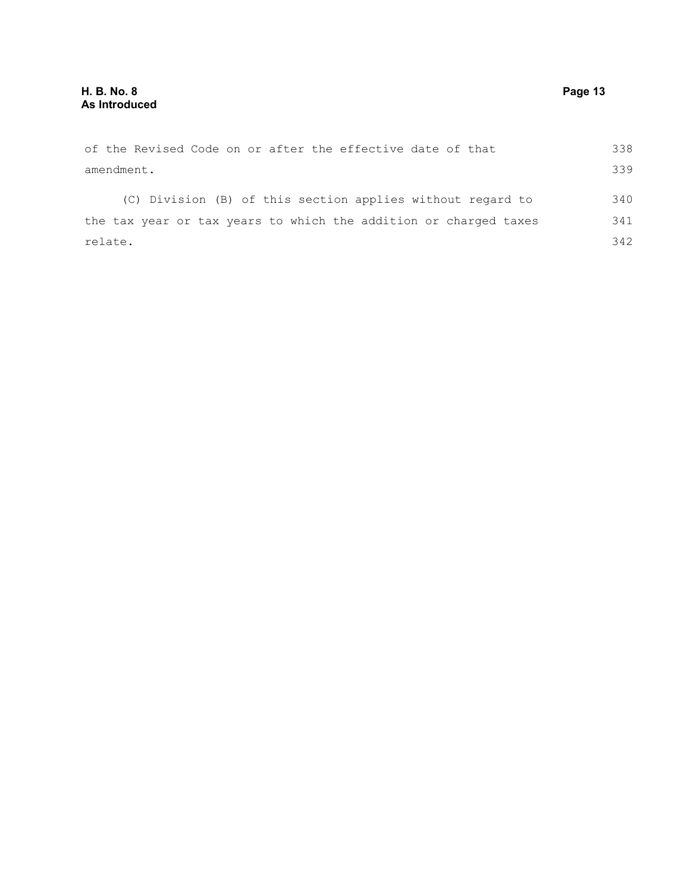of the Revised Code on or after the effective date of that amendment.

(C) Division (B) of this section applies without regard to the tax year or tax years to which the addition or charged taxes relate.